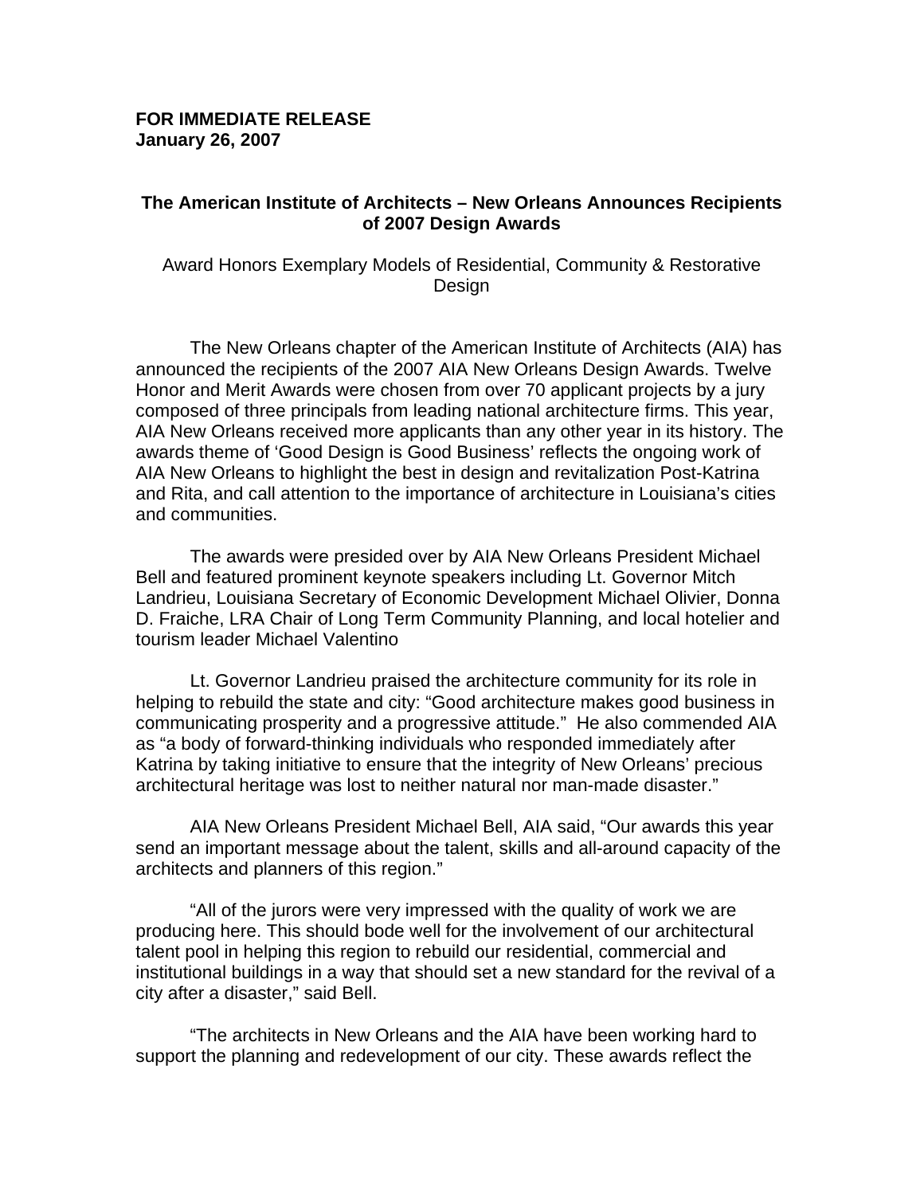**FOR IMMEDIATE RELEASE**
**January 26, 2007**

## The American Institute of Architects – New Orleans Announces Recipients of 2007 Design Awards

Award Honors Exemplary Models of Residential, Community & Restorative Design

The New Orleans chapter of the American Institute of Architects (AIA) has announced the recipients of the 2007 AIA New Orleans Design Awards. Twelve Honor and Merit Awards were chosen from over 70 applicant projects by a jury composed of three principals from leading national architecture firms. This year, AIA New Orleans received more applicants than any other year in its history. The awards theme of 'Good Design is Good Business' reflects the ongoing work of AIA New Orleans to highlight the best in design and revitalization Post-Katrina and Rita, and call attention to the importance of architecture in Louisiana's cities and communities.

The awards were presided over by AIA New Orleans President Michael Bell and featured prominent keynote speakers including Lt. Governor Mitch Landrieu, Louisiana Secretary of Economic Development Michael Olivier, Donna D. Fraiche, LRA Chair of Long Term Community Planning, and local hotelier and tourism leader Michael Valentino

Lt. Governor Landrieu praised the architecture community for its role in helping to rebuild the state and city: "Good architecture makes good business in communicating prosperity and a progressive attitude." He also commended AIA as "a body of forward-thinking individuals who responded immediately after Katrina by taking initiative to ensure that the integrity of New Orleans' precious architectural heritage was lost to neither natural nor man-made disaster."

AIA New Orleans President Michael Bell, AIA said, "Our awards this year send an important message about the talent, skills and all-around capacity of the architects and planners of this region."

"All of the jurors were very impressed with the quality of work we are producing here. This should bode well for the involvement of our architectural talent pool in helping this region to rebuild our residential, commercial and institutional buildings in a way that should set a new standard for the revival of a city after a disaster," said Bell.

"The architects in New Orleans and the AIA have been working hard to support the planning and redevelopment of our city. These awards reflect the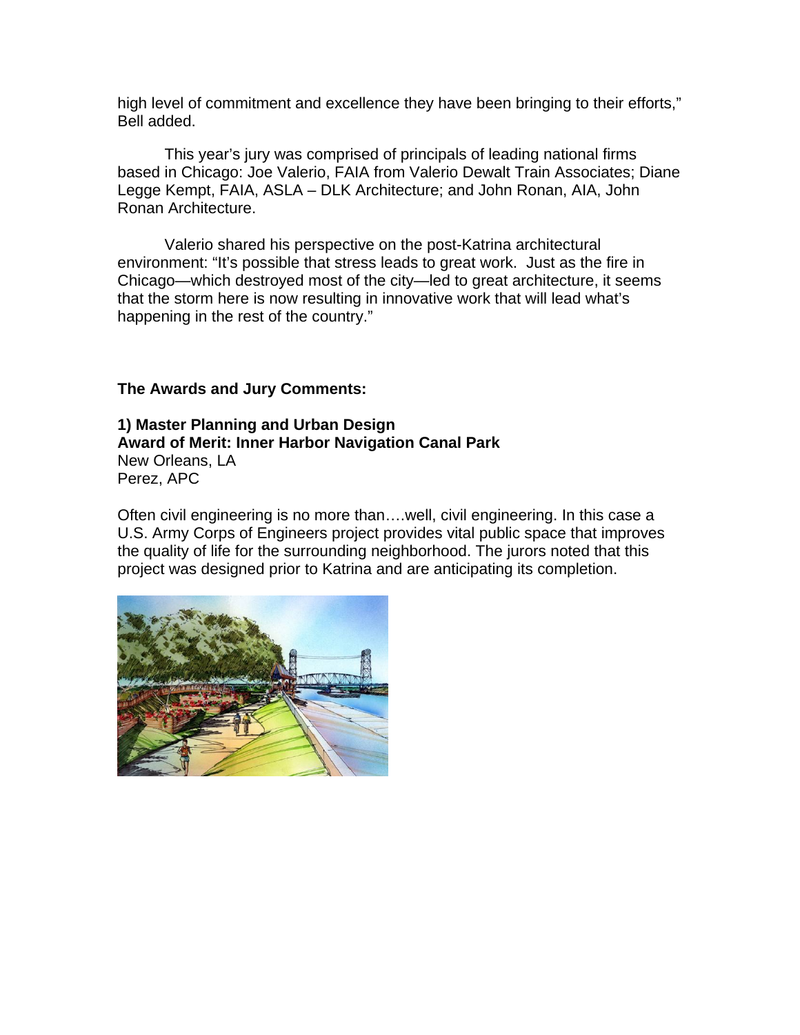high level of commitment and excellence they have been bringing to their efforts," Bell added.

This year's jury was comprised of principals of leading national firms based in Chicago: Joe Valerio, FAIA from Valerio Dewalt Train Associates; Diane Legge Kempt, FAIA, ASLA – DLK Architecture; and John Ronan, AIA, John Ronan Architecture.

Valerio shared his perspective on the post-Katrina architectural environment: "It's possible that stress leads to great work. Just as the fire in Chicago—which destroyed most of the city—led to great architecture, it seems that the storm here is now resulting in innovative work that will lead what's happening in the rest of the country."

**The Awards and Jury Comments:**

**1) Master Planning and Urban Design**
**Award of Merit: Inner Harbor Navigation Canal Park**
New Orleans, LA
Perez, APC

Often civil engineering is no more than….well, civil engineering. In this case a U.S. Army Corps of Engineers project provides vital public space that improves the quality of life for the surrounding neighborhood. The jurors noted that this project was designed prior to Katrina and are anticipating its completion.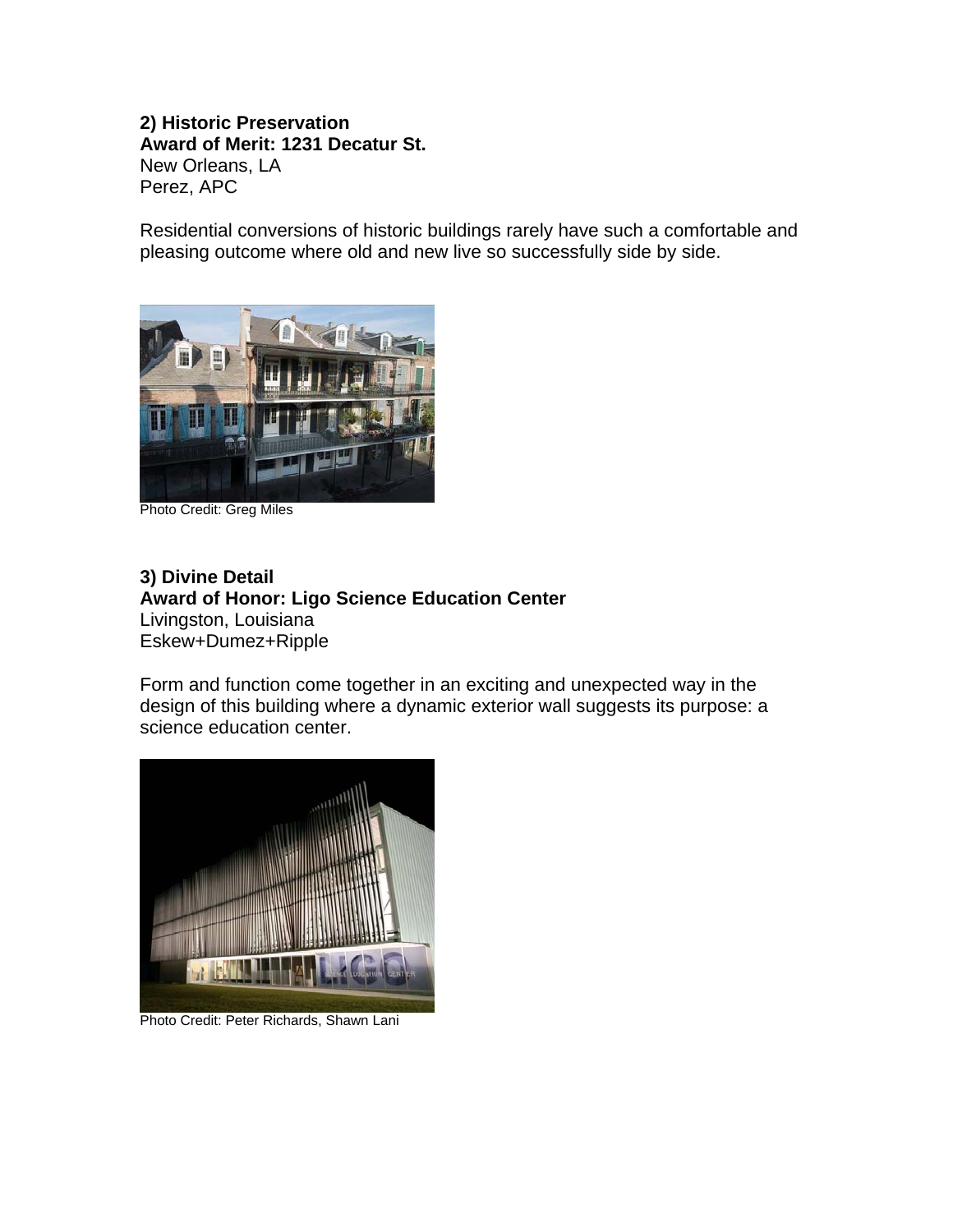**2) Historic Preservation**
**Award of Merit: 1231 Decatur St.**
New Orleans, LA
Perez, APC

Residential conversions of historic buildings rarely have such a comfortable and pleasing outcome where old and new live so successfully side by side.

Photo Credit: Greg Miles

**3) Divine Detail**
**Award of Honor: Ligo Science Education Center**
Livingston, Louisiana
Eskew+Dumez+Ripple

Form and function come together in an exciting and unexpected way in the design of this building where a dynamic exterior wall suggests its purpose: a science education center.

Photo Credit: Peter Richards, Shawn Lani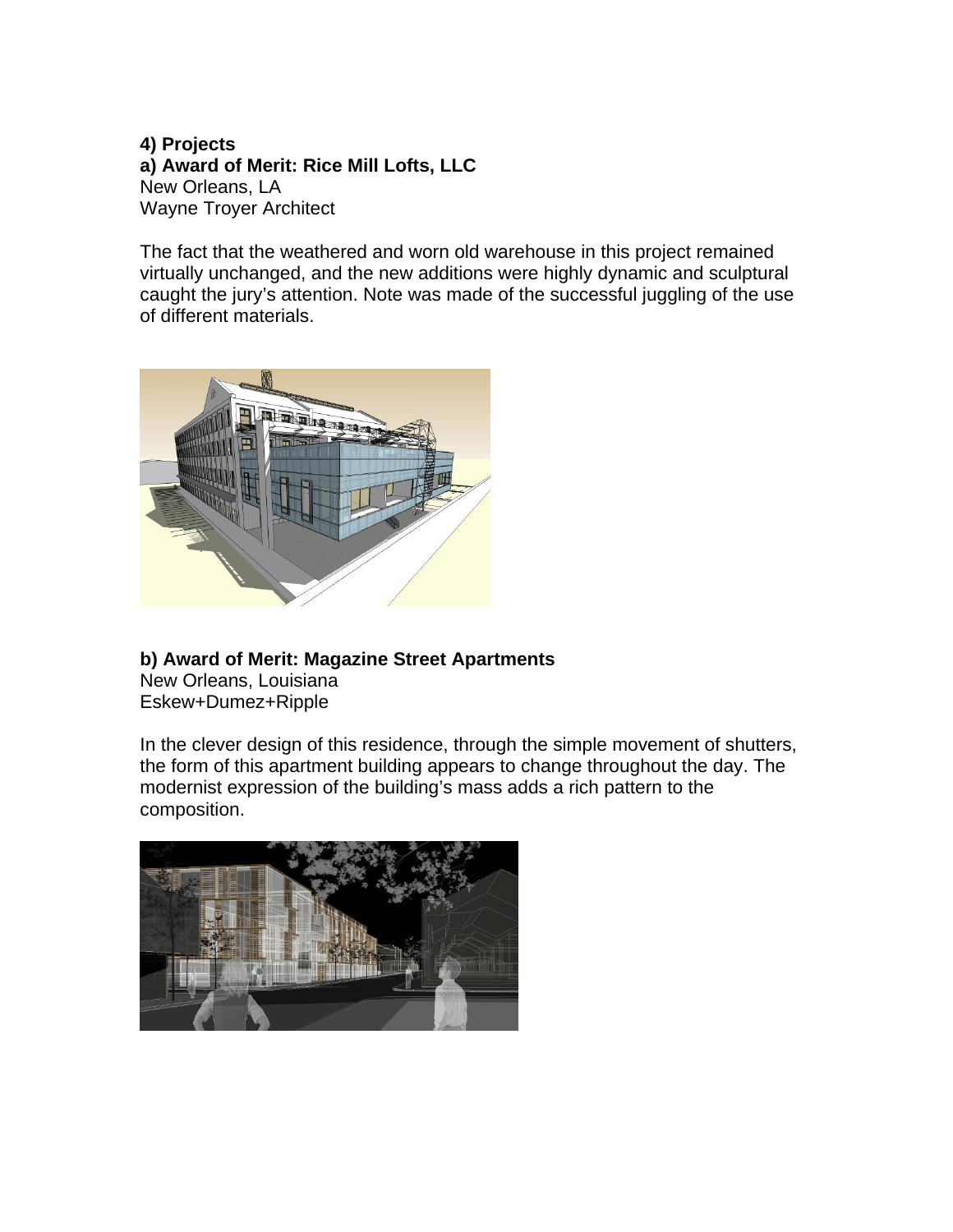**4) Projects**

**a) Award of Merit: Rice Mill Lofts, LLC**
New Orleans, LA
Wayne Troyer Architect

The fact that the weathered and worn old warehouse in this project remained virtually unchanged, and the new additions were highly dynamic and sculptural caught the jury's attention. Note was made of the successful juggling of the use of different materials.

**b) Award of Merit: Magazine Street Apartments**
New Orleans, Louisiana
Eskew+Dumez+Ripple

In the clever design of this residence, through the simple movement of shutters, the form of this apartment building appears to change throughout the day. The modernist expression of the building's mass adds a rich pattern to the composition.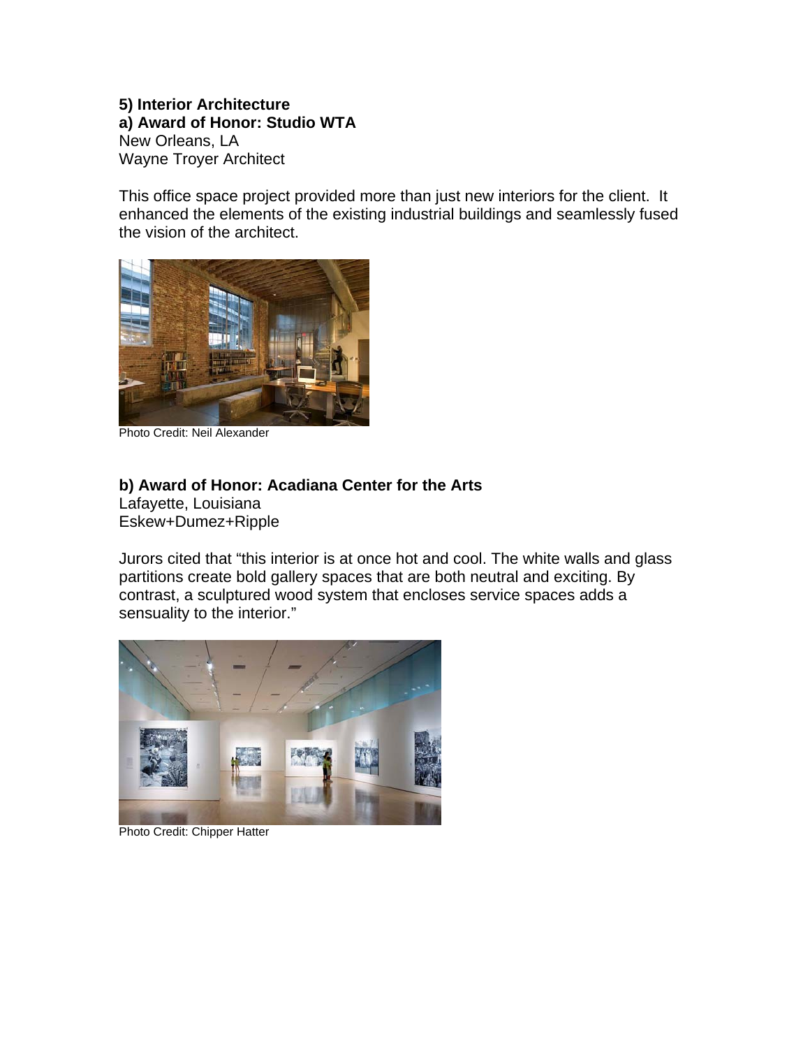**5) Interior Architecture**

**a) Award of Honor: Studio WTA**
New Orleans, LA
Wayne Troyer Architect

This office space project provided more than just new interiors for the client. It enhanced the elements of the existing industrial buildings and seamlessly fused the vision of the architect.

Photo Credit: Neil Alexander

**b) Award of Honor: Acadiana Center for the Arts**
Lafayette, Louisiana
Eskew+Dumez+Ripple

Jurors cited that "this interior is at once hot and cool. The white walls and glass partitions create bold gallery spaces that are both neutral and exciting. By contrast, a sculptured wood system that encloses service spaces adds a sensuality to the interior."

Photo Credit: Chipper Hatter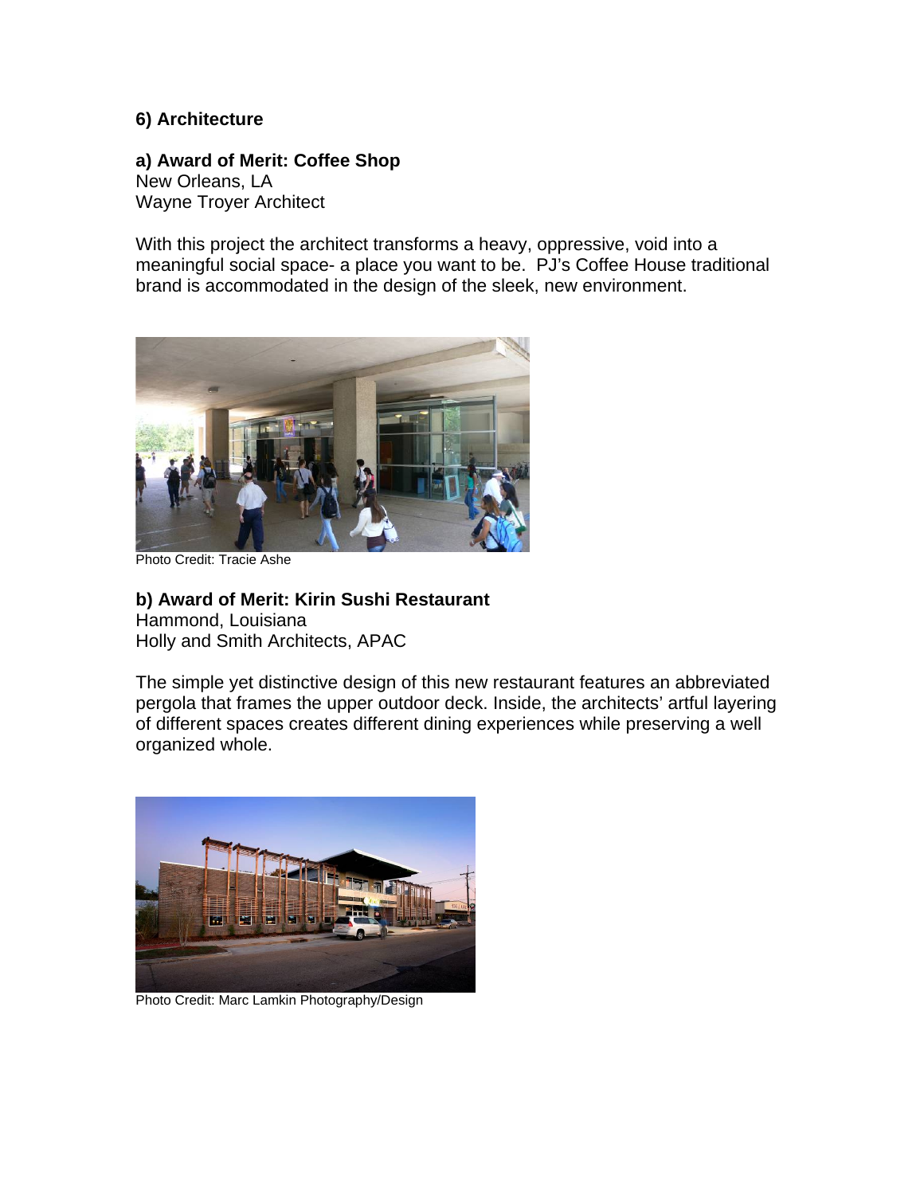## 6) Architecture

### a) Award of Merit: Coffee Shop

New Orleans, LA
Wayne Troyer Architect

With this project the architect transforms a heavy, oppressive, void into a meaningful social space- a place you want to be. PJ's Coffee House traditional brand is accommodated in the design of the sleek, new environment.

Photo Credit: Tracie Ashe

### b) Award of Merit: Kirin Sushi Restaurant

Hammond, Louisiana
Holly and Smith Architects, APAC

The simple yet distinctive design of this new restaurant features an abbreviated pergola that frames the upper outdoor deck. Inside, the architects' artful layering of different spaces creates different dining experiences while preserving a well organized whole.

Photo Credit: Marc Lamkin Photography/Design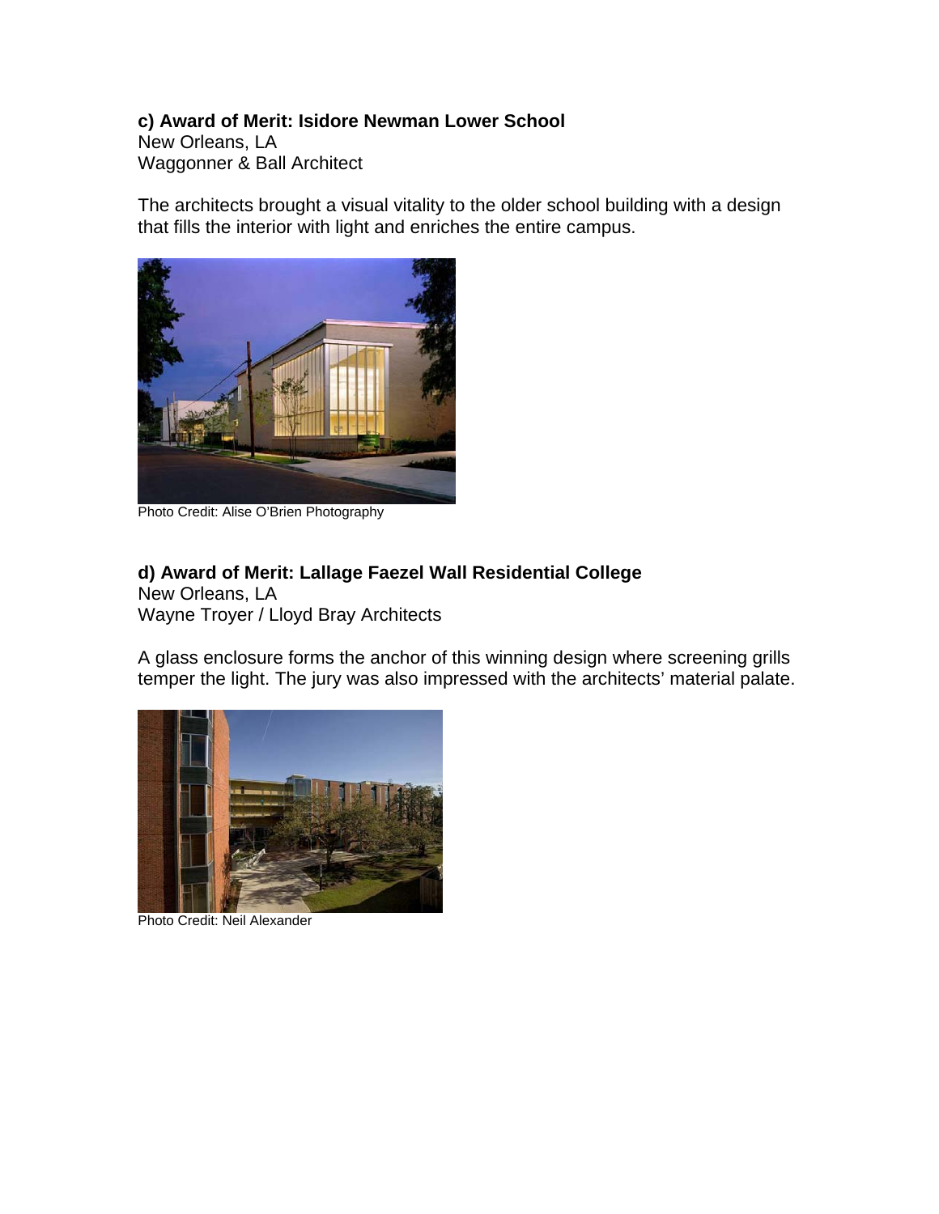**c) Award of Merit: Isidore Newman Lower School**
New Orleans, LA
Waggonner & Ball Architect

The architects brought a visual vitality to the older school building with a design that fills the interior with light and enriches the entire campus.

Photo Credit: Alise O'Brien Photography

**d) Award of Merit: Lallage Faezel Wall Residential College**
New Orleans, LA
Wayne Troyer / Lloyd Bray Architects

A glass enclosure forms the anchor of this winning design where screening grills temper the light. The jury was also impressed with the architects' material palate.

Photo Credit: Neil Alexander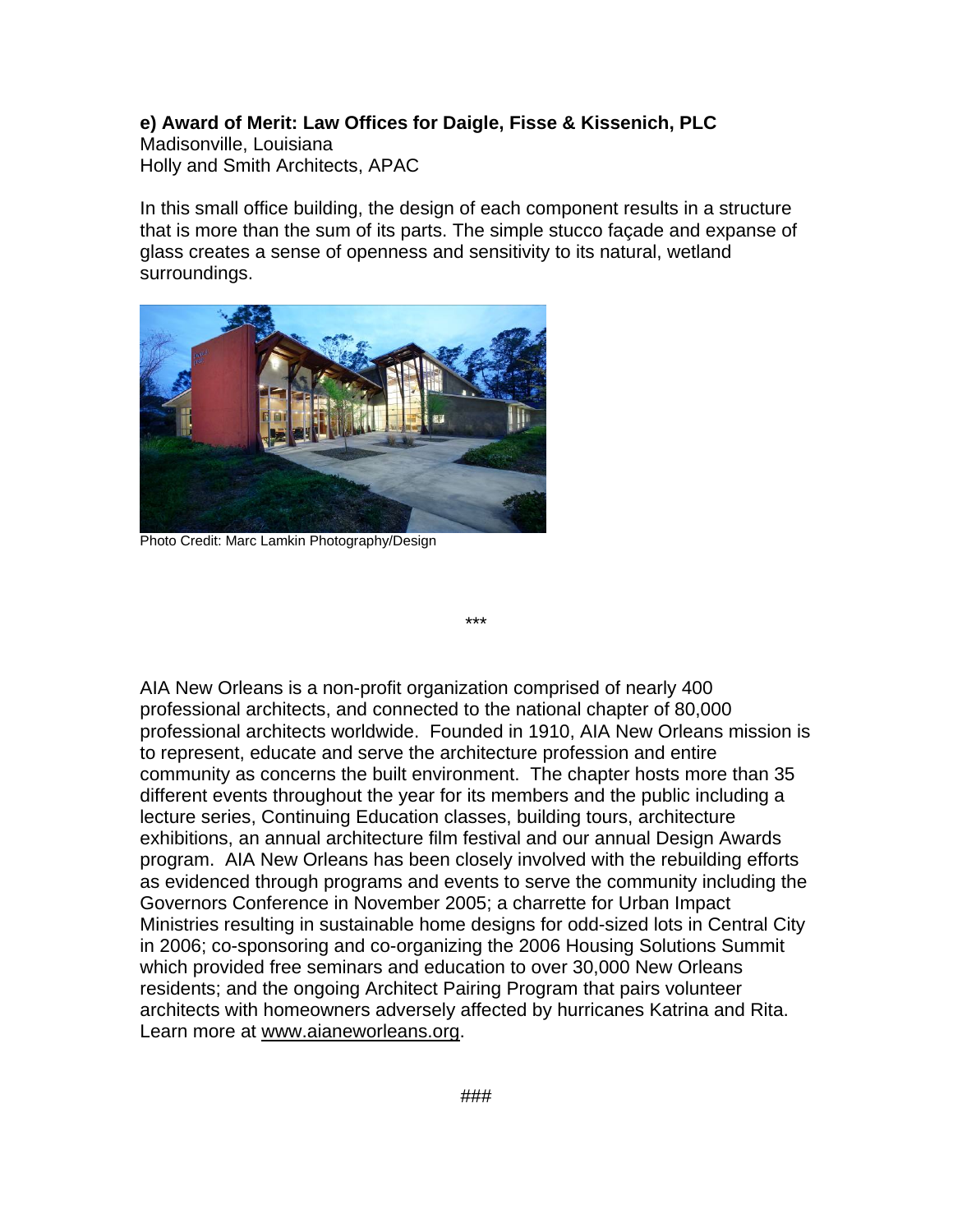**e) Award of Merit: Law Offices for Daigle, Fisse & Kissenich, PLC**
Madisonville, Louisiana
Holly and Smith Architects, APAC

In this small office building, the design of each component results in a structure that is more than the sum of its parts. The simple stucco façade and expanse of glass creates a sense of openness and sensitivity to its natural, wetland surroundings.

Photo Credit: Marc Lamkin Photography/Design

***

AIA New Orleans is a non-profit organization comprised of nearly 400 professional architects, and connected to the national chapter of 80,000 professional architects worldwide. Founded in 1910, AIA New Orleans mission is to represent, educate and serve the architecture profession and entire community as concerns the built environment. The chapter hosts more than 35 different events throughout the year for its members and the public including a lecture series, Continuing Education classes, building tours, architecture exhibitions, an annual architecture film festival and our annual Design Awards program. AIA New Orleans has been closely involved with the rebuilding efforts as evidenced through programs and events to serve the community including the Governors Conference in November 2005; a charrette for Urban Impact Ministries resulting in sustainable home designs for odd-sized lots in Central City in 2006; co-sponsoring and co-organizing the 2006 Housing Solutions Summit which provided free seminars and education to over 30,000 New Orleans residents; and the ongoing Architect Pairing Program that pairs volunteer architects with homeowners adversely affected by hurricanes Katrina and Rita. Learn more at www.aianeworleans.org.

###